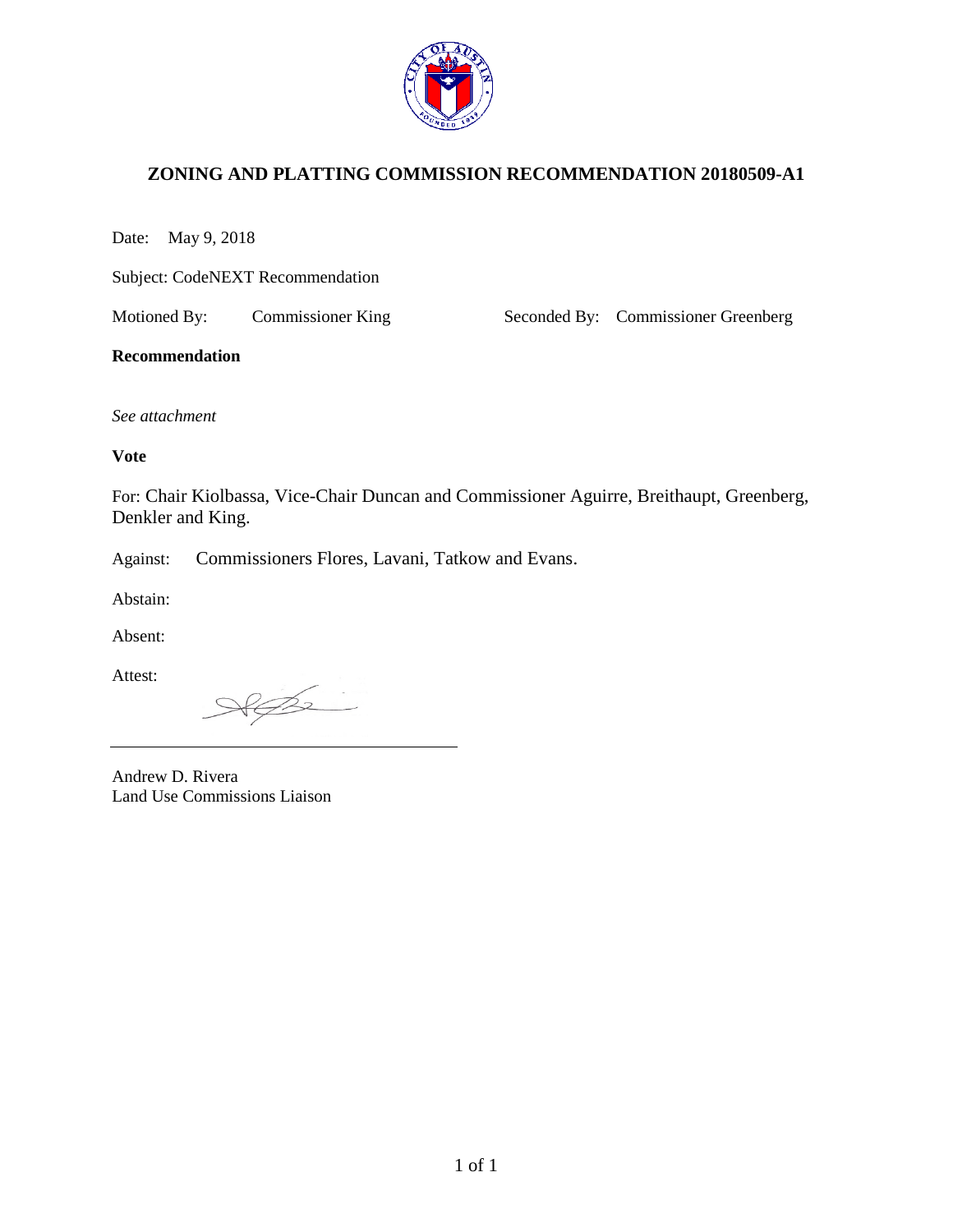# ZONING AND PLATTING COMMISSION RECOMMENDATION 20180509-A1

Date: May 9, 2018

Subject: CodeNEXT Recommendation

Motioned By: Commissioner King

Seconded By: Commissioner Greenberg

**Recommendation**

*See attachment*

**Vote**

For: Chair Kiolbassa, Vice-Chair Duncan and Commissioner Aguirre, Breithaupt, Greenberg, Denkler and King.

Against: Commissioners Flores, Lavani, Tatkow and Evans.

Abstain:

Absent:

Attest:

Andrew D. Rivera
Land Use Commissions Liaison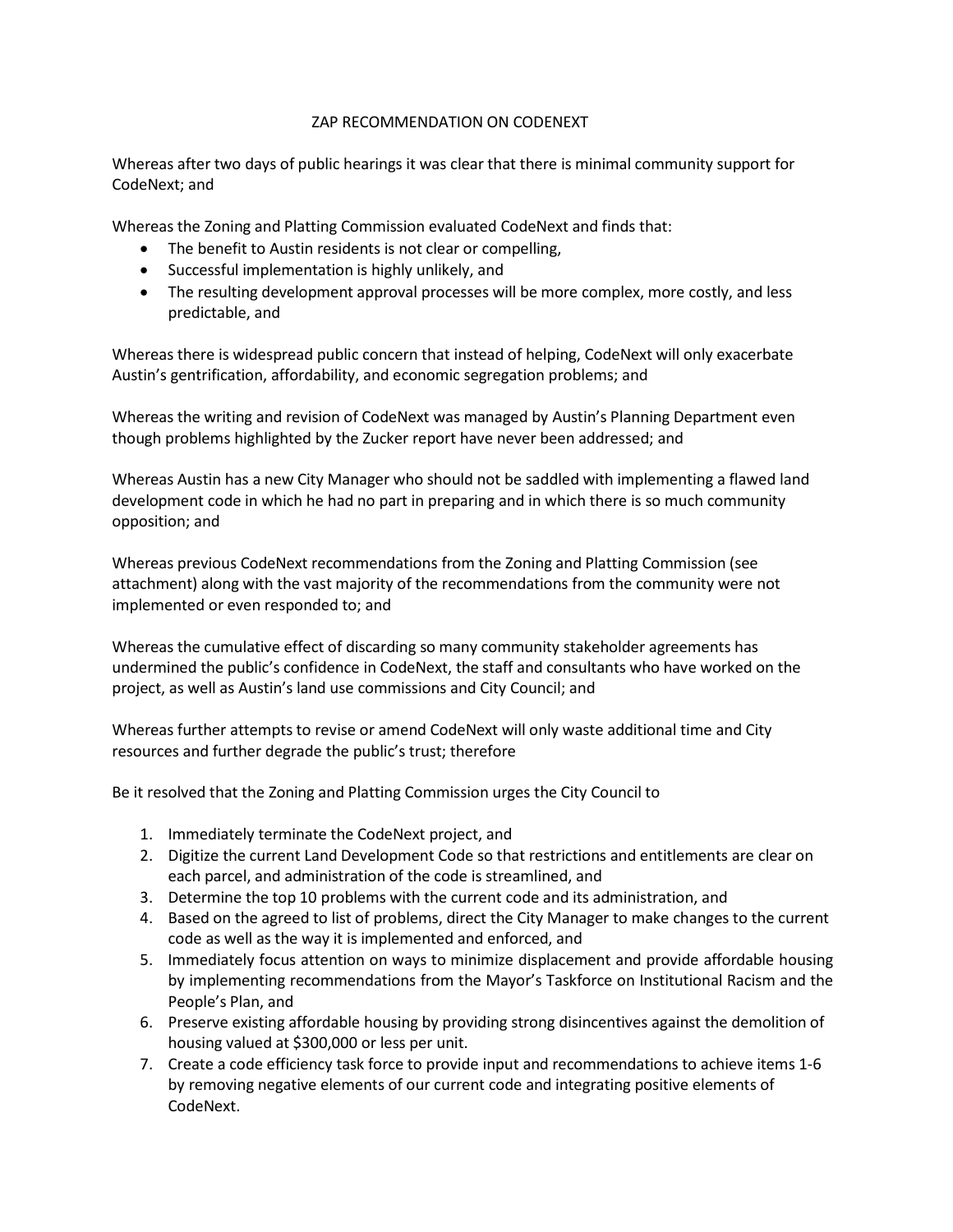# ZAP RECOMMENDATION ON CODENEXT

Whereas after two days of public hearings it was clear that there is minimal community support for CodeNext; and

Whereas the Zoning and Platting Commission evaluated CodeNext and finds that:

- The benefit to Austin residents is not clear or compelling,
- Successful implementation is highly unlikely, and
- The resulting development approval processes will be more complex, more costly, and less predictable, and

Whereas there is widespread public concern that instead of helping, CodeNext will only exacerbate Austin's gentrification, affordability, and economic segregation problems; and

Whereas the writing and revision of CodeNext was managed by Austin's Planning Department even though problems highlighted by the Zucker report have never been addressed; and

Whereas Austin has a new City Manager who should not be saddled with implementing a flawed land development code in which he had no part in preparing and in which there is so much community opposition; and

Whereas previous CodeNext recommendations from the Zoning and Platting Commission (see attachment) along with the vast majority of the recommendations from the community were not implemented or even responded to; and

Whereas the cumulative effect of discarding so many community stakeholder agreements has undermined the public's confidence in CodeNext, the staff and consultants who have worked on the project, as well as Austin's land use commissions and City Council; and

Whereas further attempts to revise or amend CodeNext will only waste additional time and City resources and further degrade the public's trust; therefore

Be it resolved that the Zoning and Platting Commission urges the City Council to

1. Immediately terminate the CodeNext project, and
2. Digitize the current Land Development Code so that restrictions and entitlements are clear on each parcel, and administration of the code is streamlined, and
3. Determine the top 10 problems with the current code and its administration, and
4. Based on the agreed to list of problems, direct the City Manager to make changes to the current code as well as the way it is implemented and enforced, and
5. Immediately focus attention on ways to minimize displacement and provide affordable housing by implementing recommendations from the Mayor's Taskforce on Institutional Racism and the People's Plan, and
6. Preserve existing affordable housing by providing strong disincentives against the demolition of housing valued at $300,000 or less per unit.
7. Create a code efficiency task force to provide input and recommendations to achieve items 1-6 by removing negative elements of our current code and integrating positive elements of CodeNext.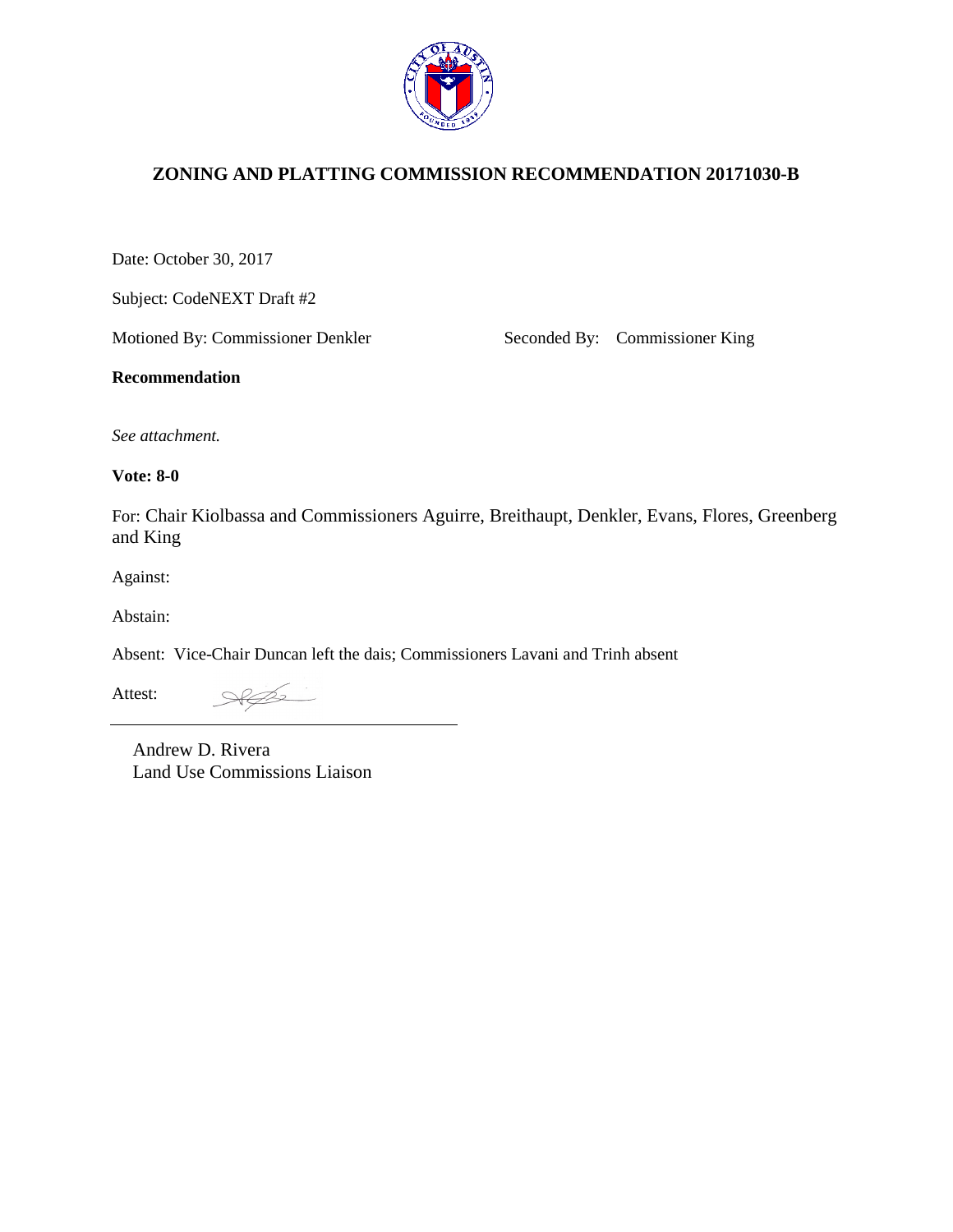# ZONING AND PLATTING COMMISSION RECOMMENDATION 20171030-B

Date: October 30, 2017

Subject: CodeNEXT Draft #2

Motioned By: Commissioner Denkler Seconded By: Commissioner King

**Recommendation**

*See attachment.*

**Vote: 8-0**

For: Chair Kiolbassa and Commissioners Aguirre, Breithaupt, Denkler, Evans, Flores, Greenberg and King

Against:

Abstain:

Absent: Vice-Chair Duncan left the dais; Commissioners Lavani and Trinh absent

Attest:

Andrew D. Rivera
Land Use Commissions Liaison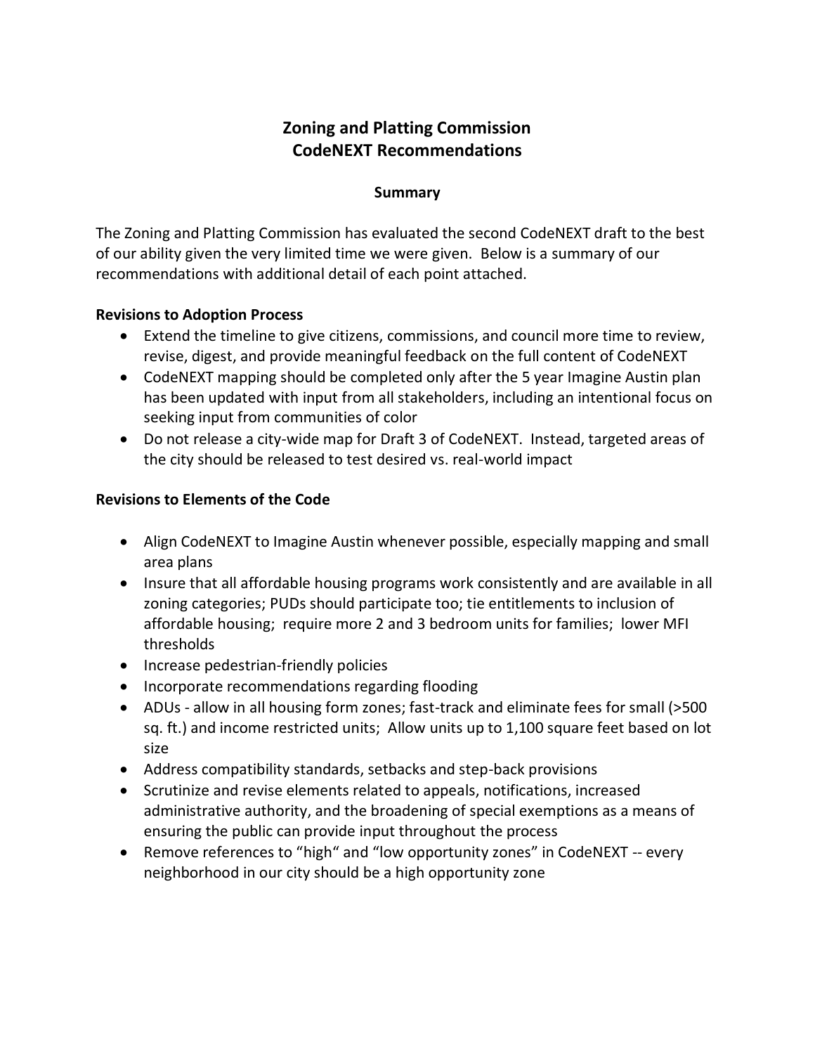# Zoning and Platting Commission
# CodeNEXT Recommendations

### Summary

The Zoning and Platting Commission has evaluated the second CodeNEXT draft to the best of our ability given the very limited time we were given. Below is a summary of our recommendations with additional detail of each point attached.

**Revisions to Adoption Process**

- Extend the timeline to give citizens, commissions, and council more time to review, revise, digest, and provide meaningful feedback on the full content of CodeNEXT
- CodeNEXT mapping should be completed only after the 5 year Imagine Austin plan has been updated with input from all stakeholders, including an intentional focus on seeking input from communities of color
- Do not release a city-wide map for Draft 3 of CodeNEXT. Instead, targeted areas of the city should be released to test desired vs. real-world impact

**Revisions to Elements of the Code**

- Align CodeNEXT to Imagine Austin whenever possible, especially mapping and small area plans
- Insure that all affordable housing programs work consistently and are available in all zoning categories; PUDs should participate too; tie entitlements to inclusion of affordable housing; require more 2 and 3 bedroom units for families; lower MFI thresholds
- Increase pedestrian-friendly policies
- Incorporate recommendations regarding flooding
- ADUs - allow in all housing form zones; fast-track and eliminate fees for small (>500 sq. ft.) and income restricted units; Allow units up to 1,100 square feet based on lot size
- Address compatibility standards, setbacks and step-back provisions
- Scrutinize and revise elements related to appeals, notifications, increased administrative authority, and the broadening of special exemptions as a means of ensuring the public can provide input throughout the process
- Remove references to "high" and "low opportunity zones" in CodeNEXT -- every neighborhood in our city should be a high opportunity zone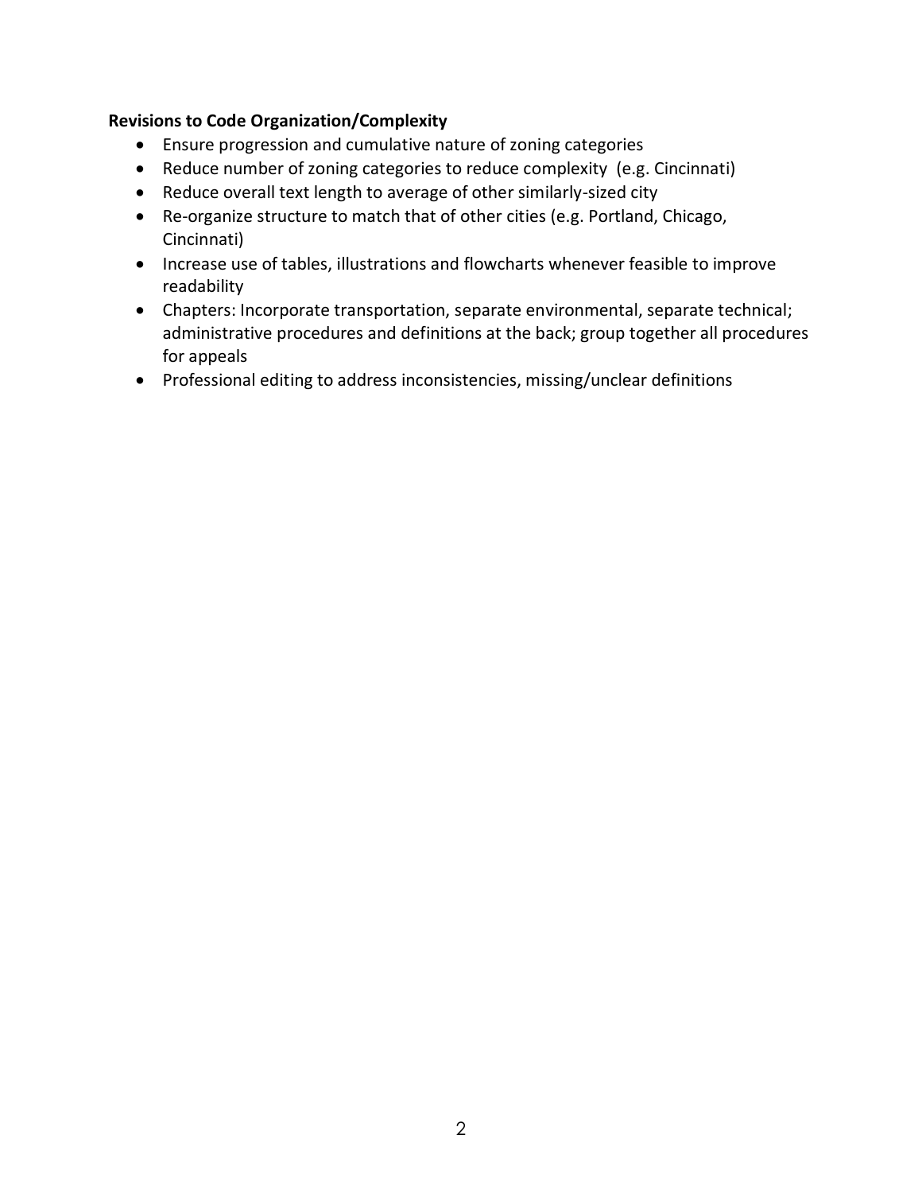**Revisions to Code Organization/Complexity**

- Ensure progression and cumulative nature of zoning categories
- Reduce number of zoning categories to reduce complexity (e.g. Cincinnati)
- Reduce overall text length to average of other similarly-sized city
- Re-organize structure to match that of other cities (e.g. Portland, Chicago, Cincinnati)
- Increase use of tables, illustrations and flowcharts whenever feasible to improve readability
- Chapters: Incorporate transportation, separate environmental, separate technical; administrative procedures and definitions at the back; group together all procedures for appeals
- Professional editing to address inconsistencies, missing/unclear definitions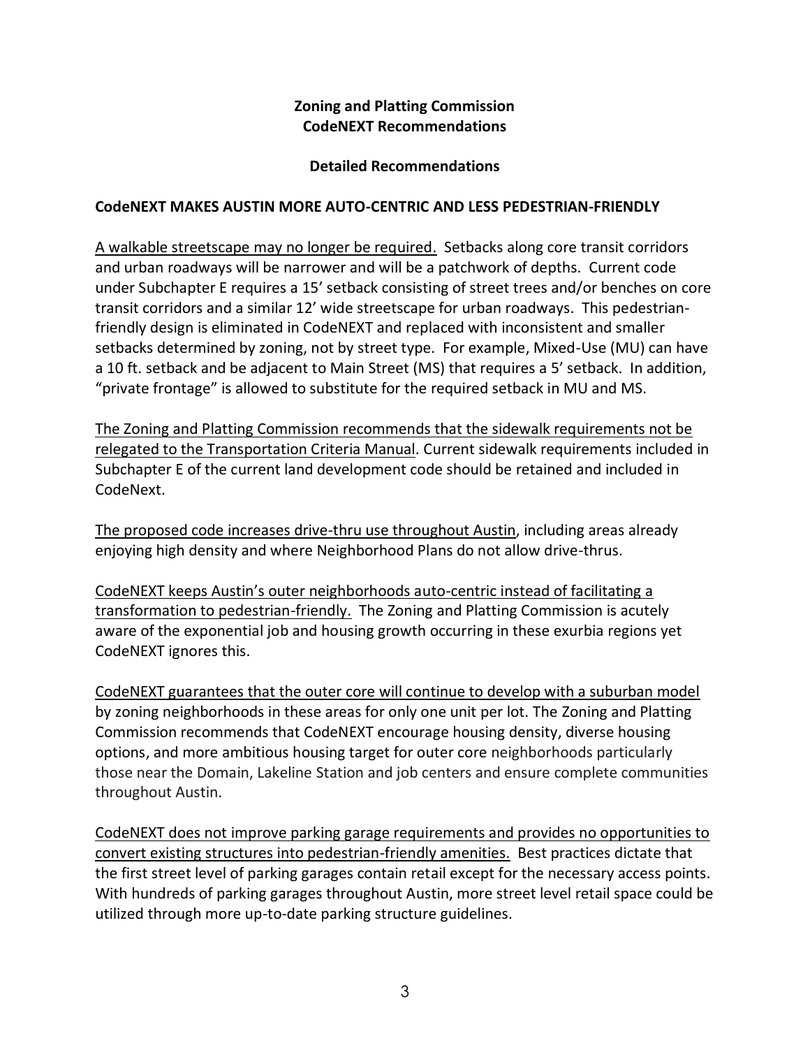**Zoning and Platting Commission**
**CodeNEXT Recommendations**

**Detailed Recommendations**

**CodeNEXT MAKES AUSTIN MORE AUTO-CENTRIC AND LESS PEDESTRIAN-FRIENDLY**

<u>A walkable streetscape may no longer be required.</u> Setbacks along core transit corridors and urban roadways will be narrower and will be a patchwork of depths. Current code under Subchapter E requires a 15' setback consisting of street trees and/or benches on core transit corridors and a similar 12' wide streetscape for urban roadways. This pedestrian-friendly design is eliminated in CodeNEXT and replaced with inconsistent and smaller setbacks determined by zoning, not by street type. For example, Mixed-Use (MU) can have a 10 ft. setback and be adjacent to Main Street (MS) that requires a 5' setback. In addition, "private frontage" is allowed to substitute for the required setback in MU and MS.

<u>The Zoning and Platting Commission recommends that the sidewalk requirements not be relegated to the Transportation Criteria Manual</u>. Current sidewalk requirements included in Subchapter E of the current land development code should be retained and included in CodeNext.

<u>The proposed code increases drive-thru use throughout Austin</u>, including areas already enjoying high density and where Neighborhood Plans do not allow drive-thrus.

<u>CodeNEXT keeps Austin's outer neighborhoods auto-centric instead of facilitating a transformation to pedestrian-friendly.</u> The Zoning and Platting Commission is acutely aware of the exponential job and housing growth occurring in these exurbia regions yet CodeNEXT ignores this.

<u>CodeNEXT guarantees that the outer core will continue to develop with a suburban model</u> by zoning neighborhoods in these areas for only one unit per lot. The Zoning and Platting Commission recommends that CodeNEXT encourage housing density, diverse housing options, and more ambitious housing target for outer core neighborhoods particularly those near the Domain, Lakeline Station and job centers and ensure complete communities throughout Austin.

<u>CodeNEXT does not improve parking garage requirements and provides no opportunities to convert existing structures into pedestrian-friendly amenities.</u> Best practices dictate that the first street level of parking garages contain retail except for the necessary access points. With hundreds of parking garages throughout Austin, more street level retail space could be utilized through more up-to-date parking structure guidelines.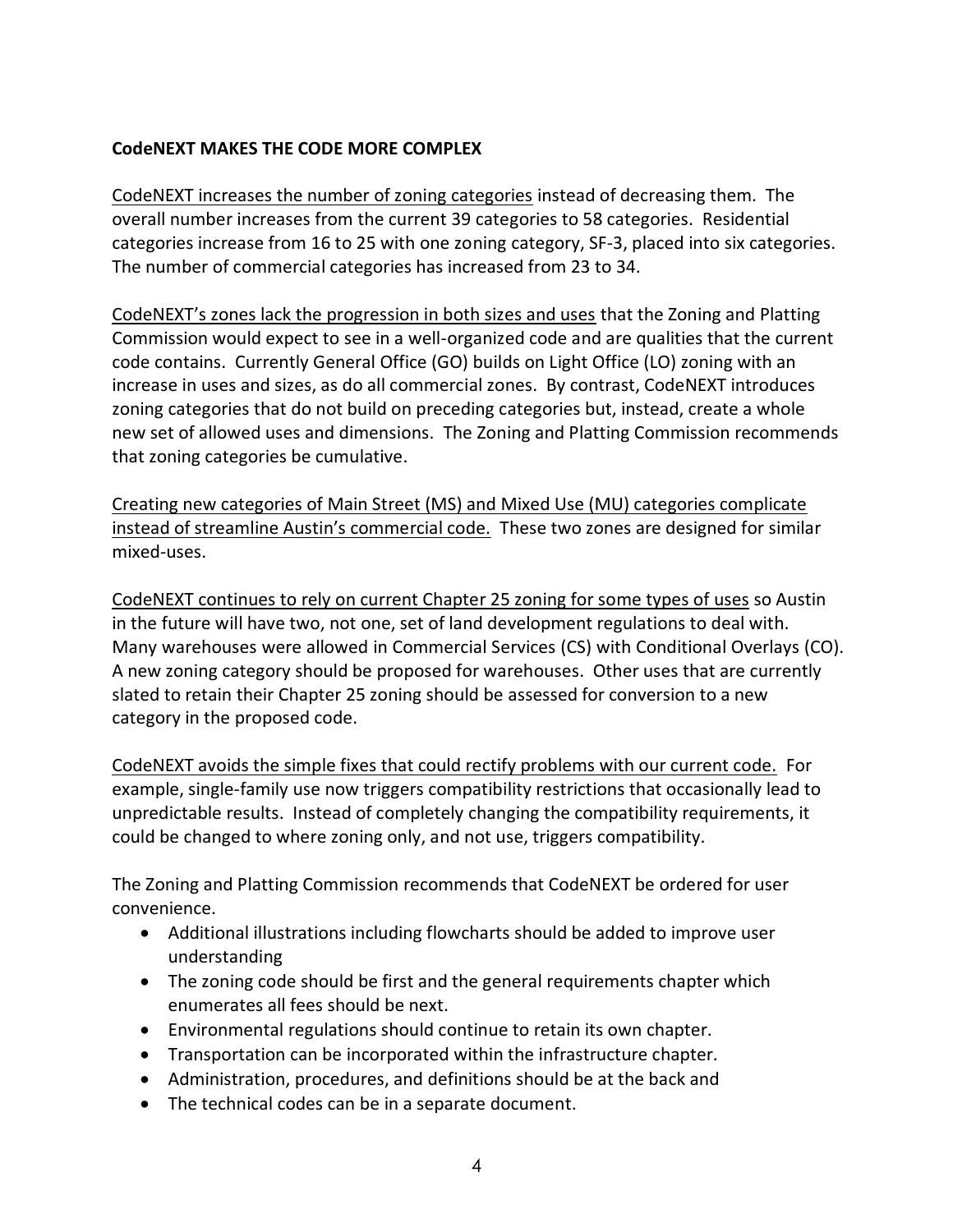**CodeNEXT MAKES THE CODE MORE COMPLEX**

<u>CodeNEXT increases the number of zoning categories</u> instead of decreasing them. The overall number increases from the current 39 categories to 58 categories. Residential categories increase from 16 to 25 with one zoning category, SF-3, placed into six categories. The number of commercial categories has increased from 23 to 34.

<u>CodeNEXT's zones lack the progression in both sizes and uses</u> that the Zoning and Platting Commission would expect to see in a well-organized code and are qualities that the current code contains. Currently General Office (GO) builds on Light Office (LO) zoning with an increase in uses and sizes, as do all commercial zones. By contrast, CodeNEXT introduces zoning categories that do not build on preceding categories but, instead, create a whole new set of allowed uses and dimensions. The Zoning and Platting Commission recommends that zoning categories be cumulative.

<u>Creating new categories of Main Street (MS) and Mixed Use (MU) categories complicate instead of streamline Austin's commercial code.</u> These two zones are designed for similar mixed-uses.

<u>CodeNEXT continues to rely on current Chapter 25 zoning for some types of uses</u> so Austin in the future will have two, not one, set of land development regulations to deal with. Many warehouses were allowed in Commercial Services (CS) with Conditional Overlays (CO). A new zoning category should be proposed for warehouses. Other uses that are currently slated to retain their Chapter 25 zoning should be assessed for conversion to a new category in the proposed code.

<u>CodeNEXT avoids the simple fixes that could rectify problems with our current code.</u> For example, single-family use now triggers compatibility restrictions that occasionally lead to unpredictable results. Instead of completely changing the compatibility requirements, it could be changed to where zoning only, and not use, triggers compatibility.

The Zoning and Platting Commission recommends that CodeNEXT be ordered for user convenience.

- Additional illustrations including flowcharts should be added to improve user understanding
- The zoning code should be first and the general requirements chapter which enumerates all fees should be next.
- Environmental regulations should continue to retain its own chapter.
- Transportation can be incorporated within the infrastructure chapter.
- Administration, procedures, and definitions should be at the back and
- The technical codes can be in a separate document.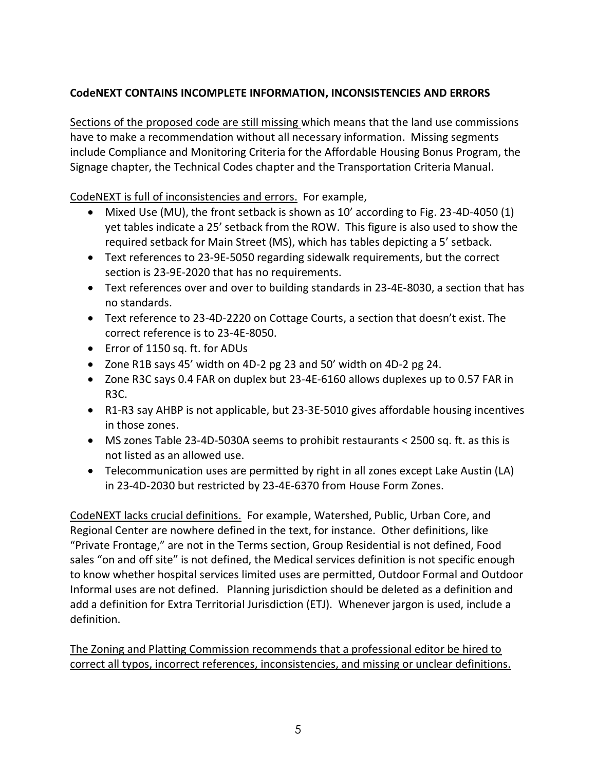**CodeNEXT CONTAINS INCOMPLETE INFORMATION, INCONSISTENCIES AND ERRORS**

<u>Sections of the proposed code are still missing</u> which means that the land use commissions have to make a recommendation without all necessary information. Missing segments include Compliance and Monitoring Criteria for the Affordable Housing Bonus Program, the Signage chapter, the Technical Codes chapter and the Transportation Criteria Manual.

<u>CodeNEXT is full of inconsistencies and errors.</u> For example,

- Mixed Use (MU), the front setback is shown as 10' according to Fig. 23-4D-4050 (1) yet tables indicate a 25' setback from the ROW. This figure is also used to show the required setback for Main Street (MS), which has tables depicting a 5' setback.
- Text references to 23-9E-5050 regarding sidewalk requirements, but the correct section is 23-9E-2020 that has no requirements.
- Text references over and over to building standards in 23-4E-8030, a section that has no standards.
- Text reference to 23-4D-2220 on Cottage Courts, a section that doesn't exist. The correct reference is to 23-4E-8050.
- Error of 1150 sq. ft. for ADUs
- Zone R1B says 45' width on 4D-2 pg 23 and 50' width on 4D-2 pg 24.
- Zone R3C says 0.4 FAR on duplex but 23-4E-6160 allows duplexes up to 0.57 FAR in R3C.
- R1-R3 say AHBP is not applicable, but 23-3E-5010 gives affordable housing incentives in those zones.
- MS zones Table 23-4D-5030A seems to prohibit restaurants < 2500 sq. ft. as this is not listed as an allowed use.
- Telecommunication uses are permitted by right in all zones except Lake Austin (LA) in 23-4D-2030 but restricted by 23-4E-6370 from House Form Zones.

<u>CodeNEXT lacks crucial definitions.</u> For example, Watershed, Public, Urban Core, and Regional Center are nowhere defined in the text, for instance. Other definitions, like "Private Frontage," are not in the Terms section, Group Residential is not defined, Food sales "on and off site" is not defined, the Medical services definition is not specific enough to know whether hospital services limited uses are permitted, Outdoor Formal and Outdoor Informal uses are not defined. Planning jurisdiction should be deleted as a definition and add a definition for Extra Territorial Jurisdiction (ETJ). Whenever jargon is used, include a definition.

<u>The Zoning and Platting Commission recommends that a professional editor be hired to correct all typos, incorrect references, inconsistencies, and missing or unclear definitions.</u>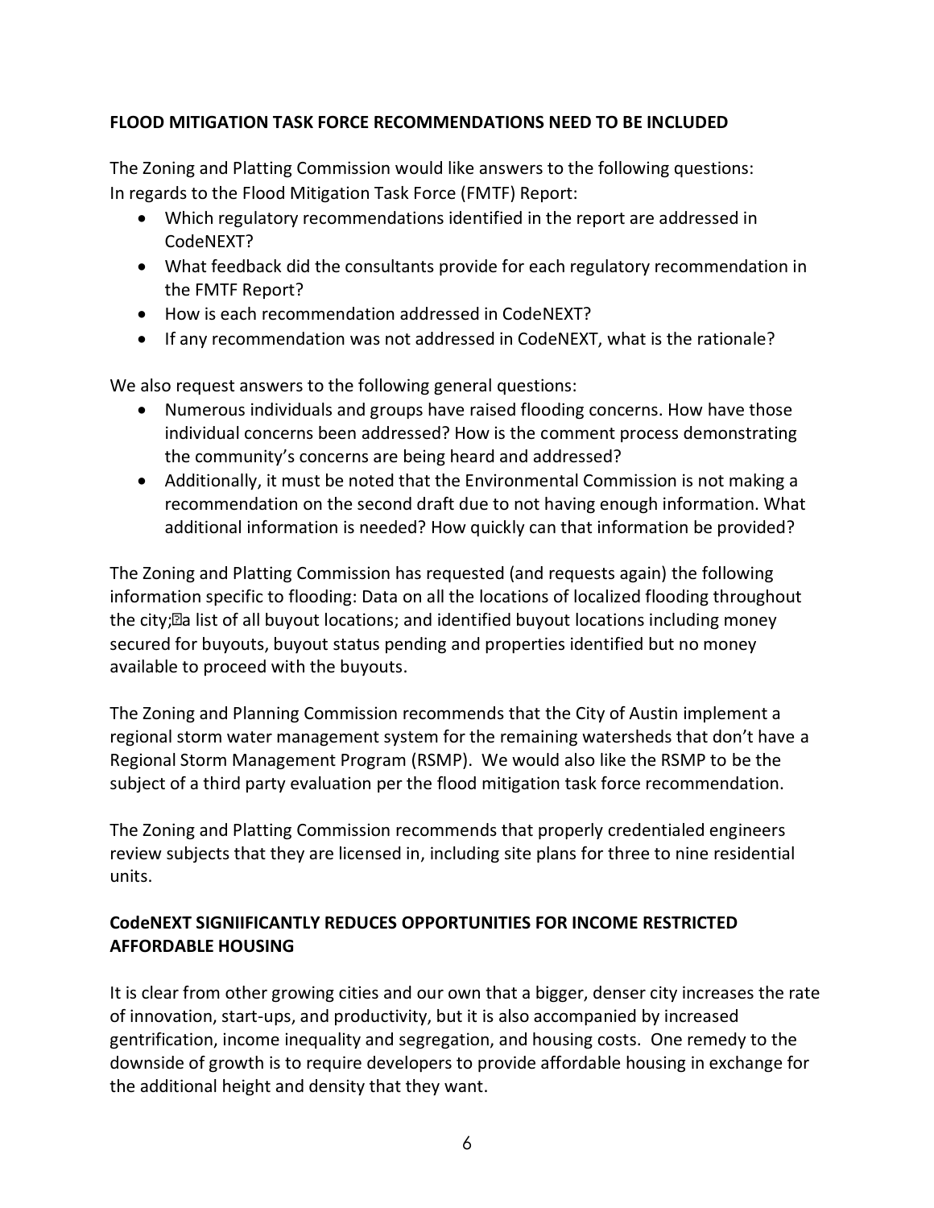**FLOOD MITIGATION TASK FORCE RECOMMENDATIONS NEED TO BE INCLUDED**

The Zoning and Platting Commission would like answers to the following questions:
In regards to the Flood Mitigation Task Force (FMTF) Report:

- Which regulatory recommendations identified in the report are addressed in CodeNEXT?
- What feedback did the consultants provide for each regulatory recommendation in the FMTF Report?
- How is each recommendation addressed in CodeNEXT?
- If any recommendation was not addressed in CodeNEXT, what is the rationale?

We also request answers to the following general questions:

- Numerous individuals and groups have raised flooding concerns. How have those individual concerns been addressed? How is the comment process demonstrating the community's concerns are being heard and addressed?
- Additionally, it must be noted that the Environmental Commission is not making a recommendation on the second draft due to not having enough information. What additional information is needed? How quickly can that information be provided?

The Zoning and Platting Commission has requested (and requests again) the following information specific to flooding: Data on all the locations of localized flooding throughout the city; a list of all buyout locations; and identified buyout locations including money secured for buyouts, buyout status pending and properties identified but no money available to proceed with the buyouts.

The Zoning and Planning Commission recommends that the City of Austin implement a regional storm water management system for the remaining watersheds that don't have a Regional Storm Management Program (RSMP). We would also like the RSMP to be the subject of a third party evaluation per the flood mitigation task force recommendation.

The Zoning and Platting Commission recommends that properly credentialed engineers review subjects that they are licensed in, including site plans for three to nine residential units.

**CodeNEXT SIGNIIFICANTLY REDUCES OPPORTUNITIES FOR INCOME RESTRICTED AFFORDABLE HOUSING**

It is clear from other growing cities and our own that a bigger, denser city increases the rate of innovation, start-ups, and productivity, but it is also accompanied by increased gentrification, income inequality and segregation, and housing costs. One remedy to the downside of growth is to require developers to provide affordable housing in exchange for the additional height and density that they want.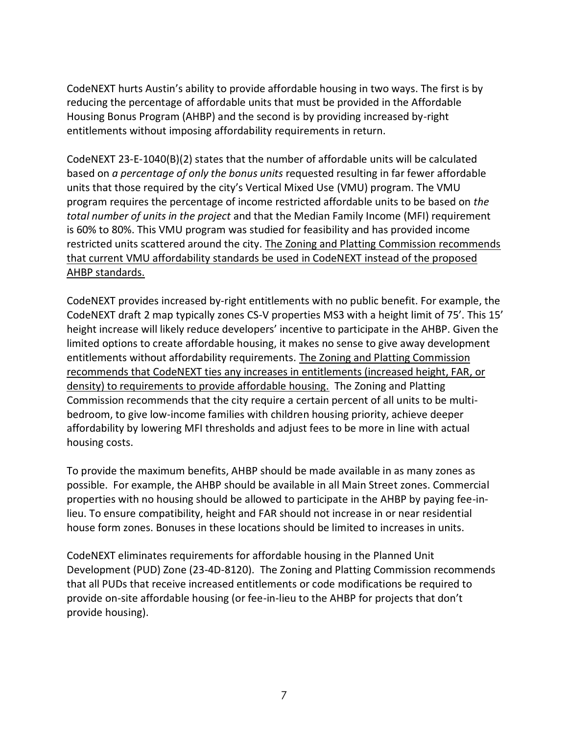CodeNEXT hurts Austin's ability to provide affordable housing in two ways. The first is by reducing the percentage of affordable units that must be provided in the Affordable Housing Bonus Program (AHBP) and the second is by providing increased by-right entitlements without imposing affordability requirements in return.

CodeNEXT 23-E-1040(B)(2) states that the number of affordable units will be calculated based on *a percentage of only the bonus units* requested resulting in far fewer affordable units that those required by the city's Vertical Mixed Use (VMU) program. The VMU program requires the percentage of income restricted affordable units to be based on *the total number of units in the project* and that the Median Family Income (MFI) requirement is 60% to 80%. This VMU program was studied for feasibility and has provided income restricted units scattered around the city. <u>The Zoning and Platting Commission recommends that current VMU affordability standards be used in CodeNEXT instead of the proposed AHBP standards.</u>

CodeNEXT provides increased by-right entitlements with no public benefit. For example, the CodeNEXT draft 2 map typically zones CS-V properties MS3 with a height limit of 75'. This 15' height increase will likely reduce developers' incentive to participate in the AHBP. Given the limited options to create affordable housing, it makes no sense to give away development entitlements without affordability requirements. <u>The Zoning and Platting Commission recommends that CodeNEXT ties any increases in entitlements (increased height, FAR, or density) to requirements to provide affordable housing.</u> The Zoning and Platting Commission recommends that the city require a certain percent of all units to be multi-bedroom, to give low-income families with children housing priority, achieve deeper affordability by lowering MFI thresholds and adjust fees to be more in line with actual housing costs.

To provide the maximum benefits, AHBP should be made available in as many zones as possible. For example, the AHBP should be available in all Main Street zones. Commercial properties with no housing should be allowed to participate in the AHBP by paying fee-in-lieu. To ensure compatibility, height and FAR should not increase in or near residential house form zones. Bonuses in these locations should be limited to increases in units.

CodeNEXT eliminates requirements for affordable housing in the Planned Unit Development (PUD) Zone (23-4D-8120). The Zoning and Platting Commission recommends that all PUDs that receive increased entitlements or code modifications be required to provide on-site affordable housing (or fee-in-lieu to the AHBP for projects that don't provide housing).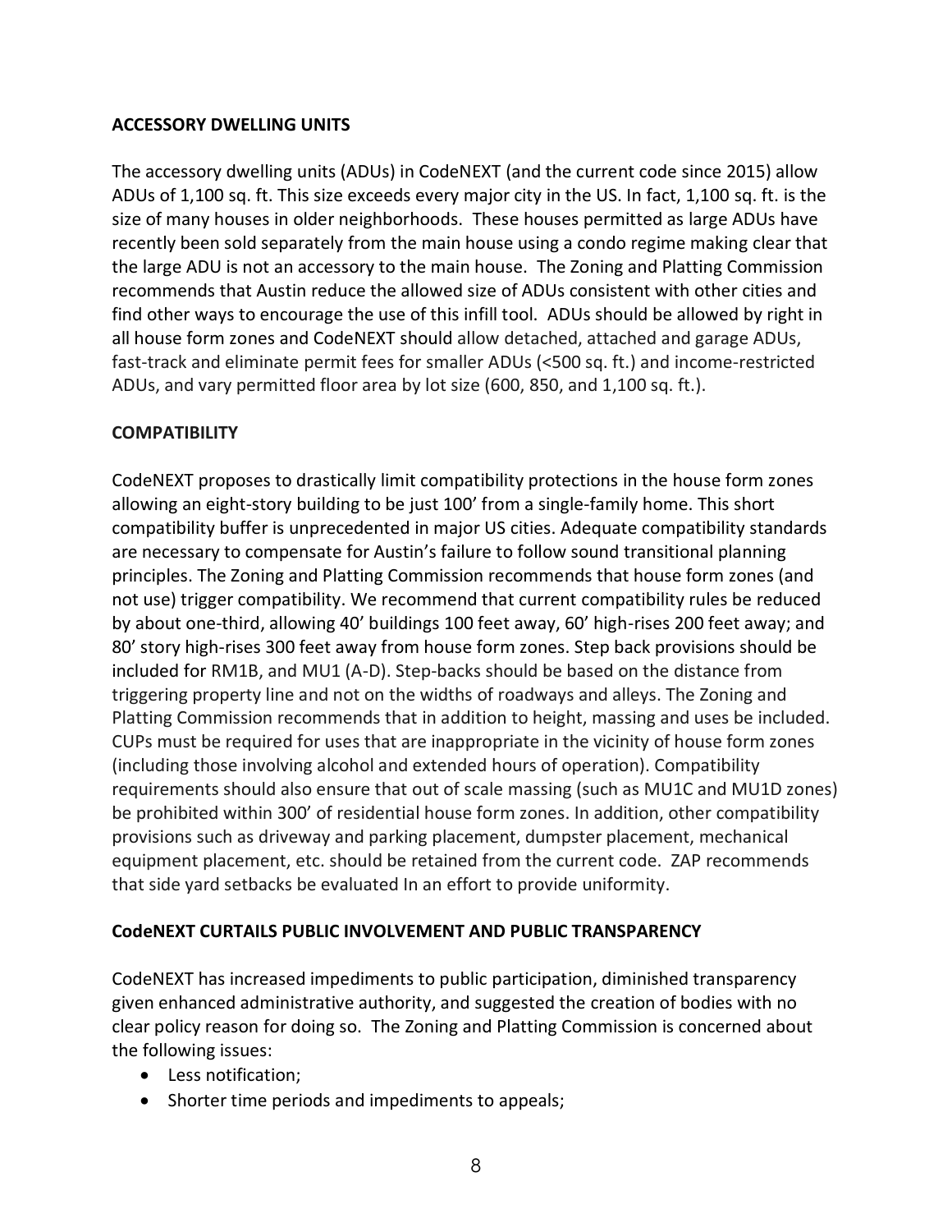**ACCESSORY DWELLING UNITS**

The accessory dwelling units (ADUs) in CodeNEXT (and the current code since 2015) allow ADUs of 1,100 sq. ft. This size exceeds every major city in the US. In fact, 1,100 sq. ft. is the size of many houses in older neighborhoods. These houses permitted as large ADUs have recently been sold separately from the main house using a condo regime making clear that the large ADU is not an accessory to the main house. The Zoning and Platting Commission recommends that Austin reduce the allowed size of ADUs consistent with other cities and find other ways to encourage the use of this infill tool. ADUs should be allowed by right in all house form zones and CodeNEXT should allow detached, attached and garage ADUs, fast-track and eliminate permit fees for smaller ADUs (<500 sq. ft.) and income-restricted ADUs, and vary permitted floor area by lot size (600, 850, and 1,100 sq. ft.).

**COMPATIBILITY**

CodeNEXT proposes to drastically limit compatibility protections in the house form zones allowing an eight-story building to be just 100' from a single-family home. This short compatibility buffer is unprecedented in major US cities. Adequate compatibility standards are necessary to compensate for Austin's failure to follow sound transitional planning principles. The Zoning and Platting Commission recommends that house form zones (and not use) trigger compatibility. We recommend that current compatibility rules be reduced by about one-third, allowing 40' buildings 100 feet away, 60' high-rises 200 feet away; and 80' story high-rises 300 feet away from house form zones. Step back provisions should be included for RM1B, and MU1 (A-D). Step-backs should be based on the distance from triggering property line and not on the widths of roadways and alleys. The Zoning and Platting Commission recommends that in addition to height, massing and uses be included. CUPs must be required for uses that are inappropriate in the vicinity of house form zones (including those involving alcohol and extended hours of operation). Compatibility requirements should also ensure that out of scale massing (such as MU1C and MU1D zones) be prohibited within 300' of residential house form zones. In addition, other compatibility provisions such as driveway and parking placement, dumpster placement, mechanical equipment placement, etc. should be retained from the current code. ZAP recommends that side yard setbacks be evaluated In an effort to provide uniformity.

**CodeNEXT CURTAILS PUBLIC INVOLVEMENT AND PUBLIC TRANSPARENCY**

CodeNEXT has increased impediments to public participation, diminished transparency given enhanced administrative authority, and suggested the creation of bodies with no clear policy reason for doing so. The Zoning and Platting Commission is concerned about the following issues:

- Less notification;
- Shorter time periods and impediments to appeals;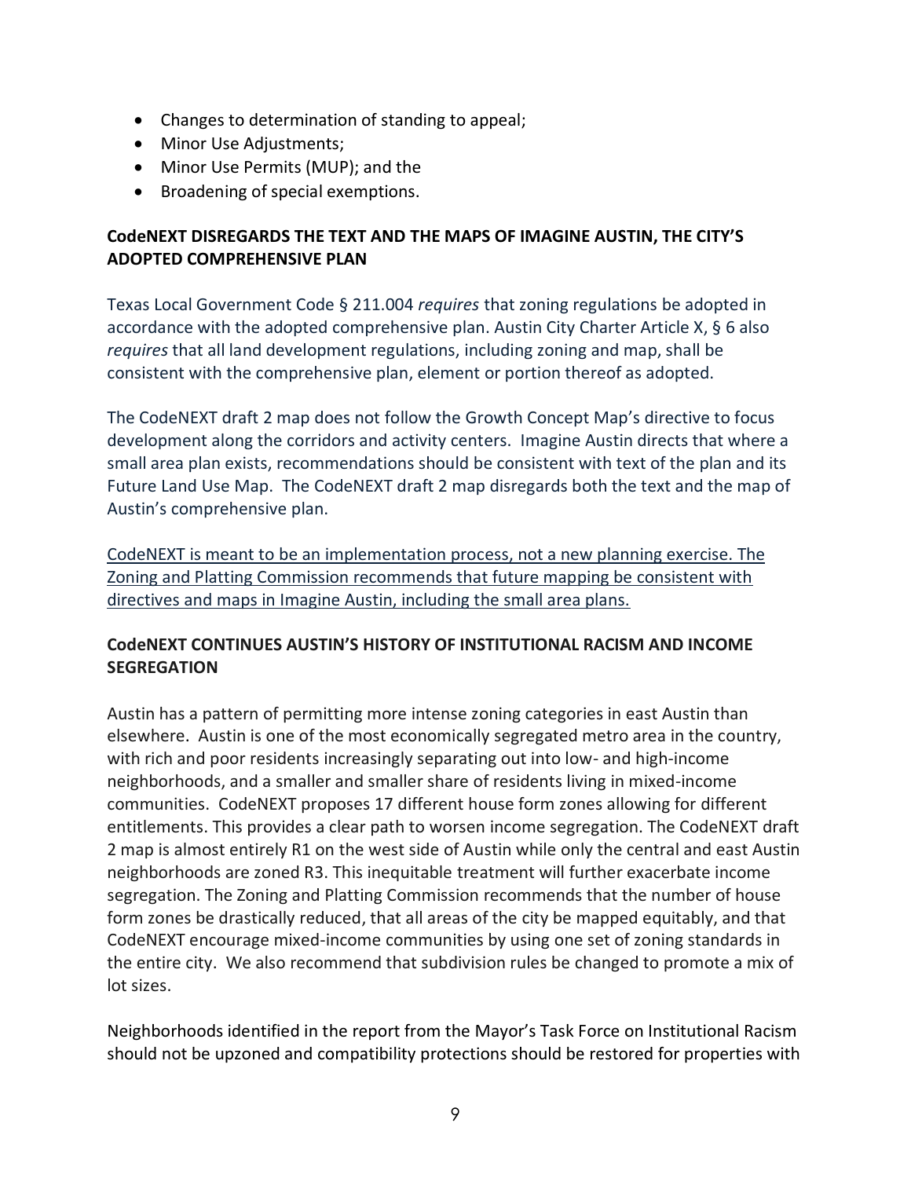- Changes to determination of standing to appeal;
- Minor Use Adjustments;
- Minor Use Permits (MUP); and the
- Broadening of special exemptions.

**CodeNEXT DISREGARDS THE TEXT AND THE MAPS OF IMAGINE AUSTIN, THE CITY'S ADOPTED COMPREHENSIVE PLAN**

Texas Local Government Code § 211.004 *requires* that zoning regulations be adopted in accordance with the adopted comprehensive plan. Austin City Charter Article X, § 6 also *requires* that all land development regulations, including zoning and map, shall be consistent with the comprehensive plan, element or portion thereof as adopted.

The CodeNEXT draft 2 map does not follow the Growth Concept Map's directive to focus development along the corridors and activity centers. Imagine Austin directs that where a small area plan exists, recommendations should be consistent with text of the plan and its Future Land Use Map. The CodeNEXT draft 2 map disregards both the text and the map of Austin's comprehensive plan.

<u>CodeNEXT is meant to be an implementation process, not a new planning exercise. The Zoning and Platting Commission recommends that future mapping be consistent with directives and maps in Imagine Austin, including the small area plans.</u>

**CodeNEXT CONTINUES AUSTIN'S HISTORY OF INSTITUTIONAL RACISM AND INCOME SEGREGATION**

Austin has a pattern of permitting more intense zoning categories in east Austin than elsewhere. Austin is one of the most economically segregated metro area in the country, with rich and poor residents increasingly separating out into low- and high-income neighborhoods, and a smaller and smaller share of residents living in mixed-income communities. CodeNEXT proposes 17 different house form zones allowing for different entitlements. This provides a clear path to worsen income segregation. The CodeNEXT draft 2 map is almost entirely R1 on the west side of Austin while only the central and east Austin neighborhoods are zoned R3. This inequitable treatment will further exacerbate income segregation. The Zoning and Platting Commission recommends that the number of house form zones be drastically reduced, that all areas of the city be mapped equitably, and that CodeNEXT encourage mixed-income communities by using one set of zoning standards in the entire city. We also recommend that subdivision rules be changed to promote a mix of lot sizes.

Neighborhoods identified in the report from the Mayor's Task Force on Institutional Racism should not be upzoned and compatibility protections should be restored for properties with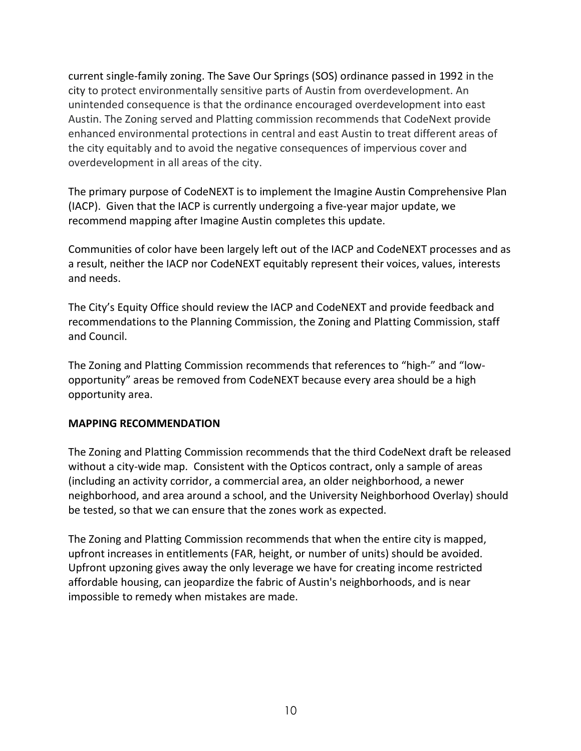current single-family zoning. The Save Our Springs (SOS) ordinance passed in 1992 in the city to protect environmentally sensitive parts of Austin from overdevelopment. An unintended consequence is that the ordinance encouraged overdevelopment into east Austin. The Zoning served and Platting commission recommends that CodeNext provide enhanced environmental protections in central and east Austin to treat different areas of the city equitably and to avoid the negative consequences of impervious cover and overdevelopment in all areas of the city.

The primary purpose of CodeNEXT is to implement the Imagine Austin Comprehensive Plan (IACP). Given that the IACP is currently undergoing a five-year major update, we recommend mapping after Imagine Austin completes this update.

Communities of color have been largely left out of the IACP and CodeNEXT processes and as a result, neither the IACP nor CodeNEXT equitably represent their voices, values, interests and needs.

The City's Equity Office should review the IACP and CodeNEXT and provide feedback and recommendations to the Planning Commission, the Zoning and Platting Commission, staff and Council.

The Zoning and Platting Commission recommends that references to "high-" and "low-opportunity" areas be removed from CodeNEXT because every area should be a high opportunity area.

**MAPPING RECOMMENDATION**

The Zoning and Platting Commission recommends that the third CodeNext draft be released without a city-wide map. Consistent with the Opticos contract, only a sample of areas (including an activity corridor, a commercial area, an older neighborhood, a newer neighborhood, and area around a school, and the University Neighborhood Overlay) should be tested, so that we can ensure that the zones work as expected.

The Zoning and Platting Commission recommends that when the entire city is mapped, upfront increases in entitlements (FAR, height, or number of units) should be avoided. Upfront upzoning gives away the only leverage we have for creating income restricted affordable housing, can jeopardize the fabric of Austin's neighborhoods, and is near impossible to remedy when mistakes are made.